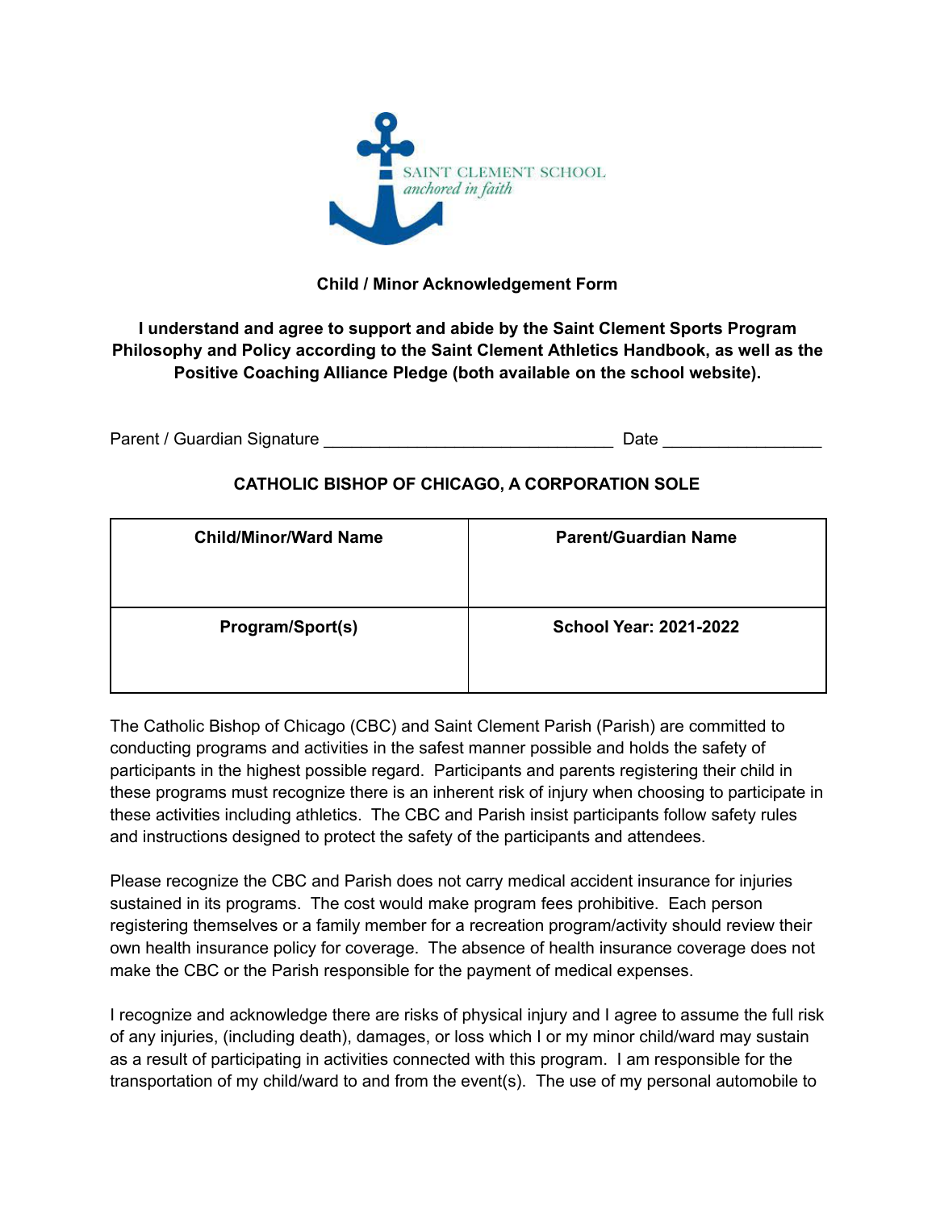SAINT CLEMENT SCHOOL
*anchored in faith*

**Child / Minor Acknowledgement Form**

**I understand and agree to support and abide by the Saint Clement Sports Program Philosophy and Policy according to the Saint Clement Athletics Handbook, as well as the Positive Coaching Alliance Pledge (both available on the school website).**

Parent / Guardian Signature ______________________________ Date ________________

**CATHOLIC BISHOP OF CHICAGO, A CORPORATION SOLE**

| Child/Minor/Ward Name | Parent/Guardian Name |
|---|---|
| | |
| **Program/Sport(s)** | **School Year: 2021-2022** |
| | |

The Catholic Bishop of Chicago (CBC) and Saint Clement Parish (Parish) are committed to conducting programs and activities in the safest manner possible and holds the safety of participants in the highest possible regard. Participants and parents registering their child in these programs must recognize there is an inherent risk of injury when choosing to participate in these activities including athletics. The CBC and Parish insist participants follow safety rules and instructions designed to protect the safety of the participants and attendees.

Please recognize the CBC and Parish does not carry medical accident insurance for injuries sustained in its programs. The cost would make program fees prohibitive. Each person registering themselves or a family member for a recreation program/activity should review their own health insurance policy for coverage. The absence of health insurance coverage does not make the CBC or the Parish responsible for the payment of medical expenses.

I recognize and acknowledge there are risks of physical injury and I agree to assume the full risk of any injuries, (including death), damages, or loss which I or my minor child/ward may sustain as a result of participating in activities connected with this program. I am responsible for the transportation of my child/ward to and from the event(s). The use of my personal automobile to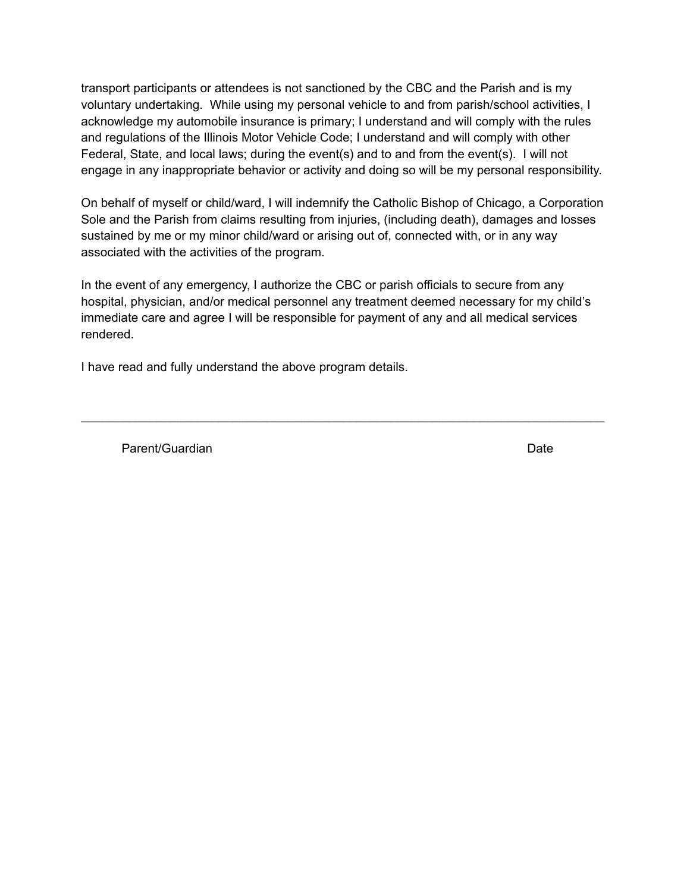transport participants or attendees is not sanctioned by the CBC and the Parish and is my voluntary undertaking. While using my personal vehicle to and from parish/school activities, I acknowledge my automobile insurance is primary; I understand and will comply with the rules and regulations of the Illinois Motor Vehicle Code; I understand and will comply with other Federal, State, and local laws; during the event(s) and to and from the event(s). I will not engage in any inappropriate behavior or activity and doing so will be my personal responsibility.

On behalf of myself or child/ward, I will indemnify the Catholic Bishop of Chicago, a Corporation Sole and the Parish from claims resulting from injuries, (including death), damages and losses sustained by me or my minor child/ward or arising out of, connected with, or in any way associated with the activities of the program.

In the event of any emergency, I authorize the CBC or parish officials to secure from any hospital, physician, and/or medical personnel any treatment deemed necessary for my child's immediate care and agree I will be responsible for payment of any and all medical services rendered.

I have read and fully understand the above program details.

\_\_\_\_\_\_\_\_\_\_\_\_\_\_\_\_\_\_\_\_\_\_\_\_\_\_\_\_\_\_\_\_\_\_\_\_\_\_\_\_\_\_\_\_\_\_\_\_\_\_\_\_\_\_\_\_\_\_\_\_\_\_\_\_\_\_\_\_\_\_\_\_\_\_\_\_

Parent/Guardian                                                                                    Date